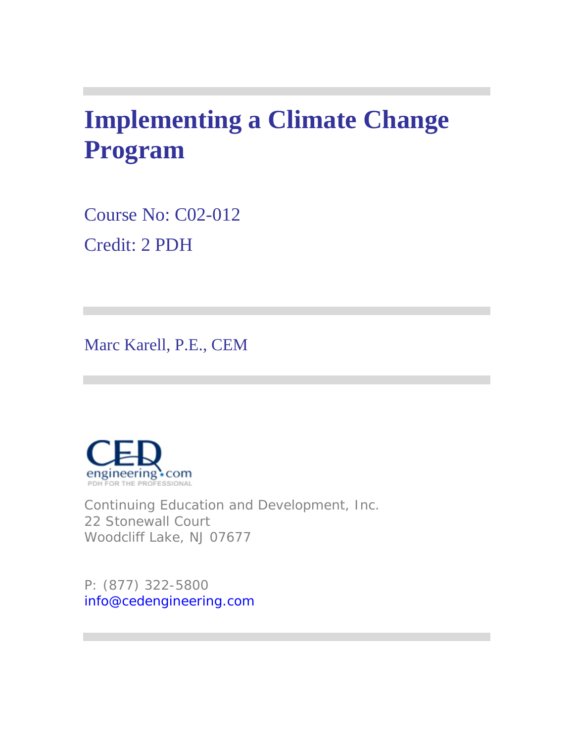# Implementing a Climate Change Program

Course No: C02-012

Credit: 2 PDH

Marc Karell, P.E., CEM

Continuing Education and Development, Inc.
22 Stonewall Court
Woodcliff Lake, NJ 07677

P: (877) 322-5800
info@cedengineering.com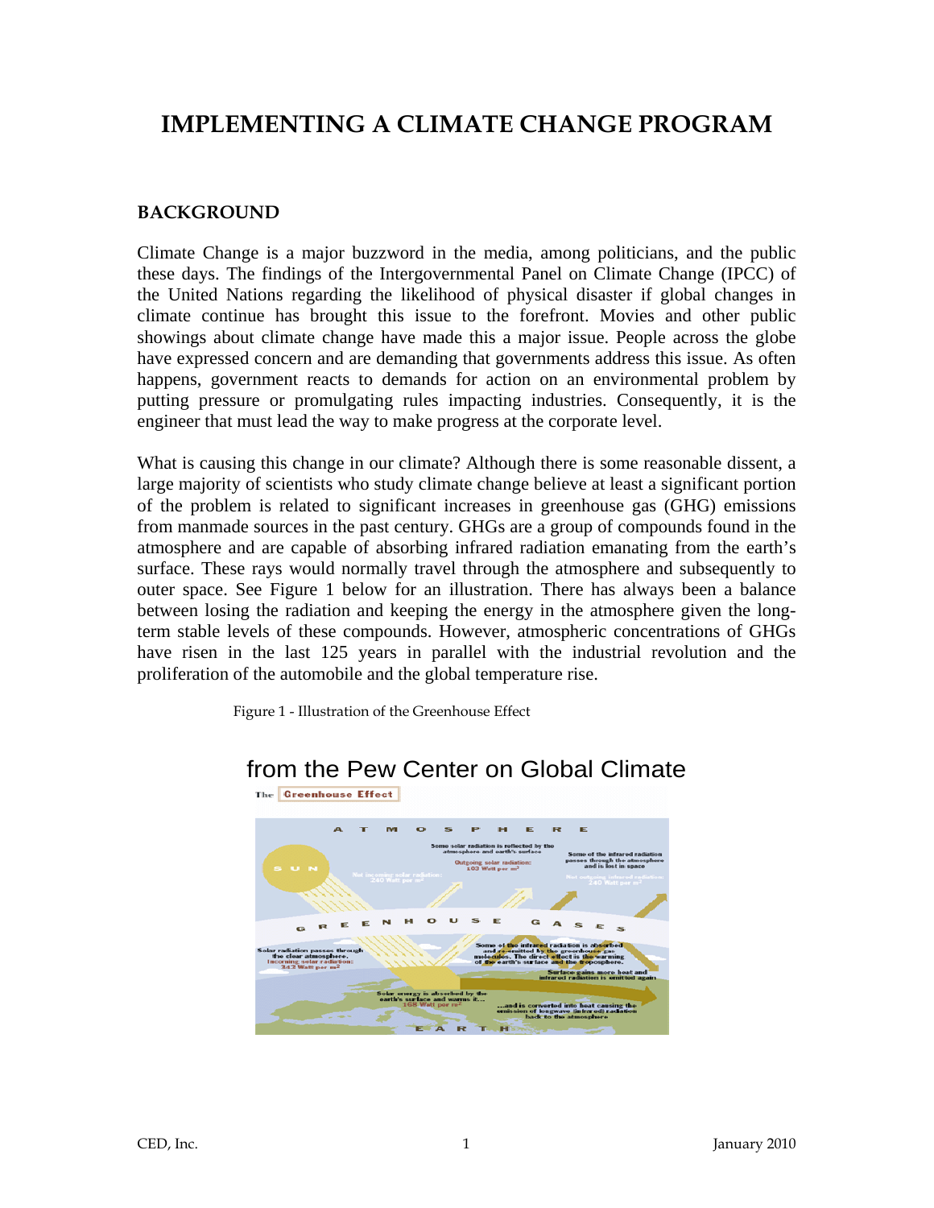# IMPLEMENTING A CLIMATE CHANGE PROGRAM

## BACKGROUND

Climate Change is a major buzzword in the media, among politicians, and the public these days. The findings of the Intergovernmental Panel on Climate Change (IPCC) of the United Nations regarding the likelihood of physical disaster if global changes in climate continue has brought this issue to the forefront. Movies and other public showings about climate change have made this a major issue. People across the globe have expressed concern and are demanding that governments address this issue. As often happens, government reacts to demands for action on an environmental problem by putting pressure or promulgating rules impacting industries. Consequently, it is the engineer that must lead the way to make progress at the corporate level.

What is causing this change in our climate? Although there is some reasonable dissent, a large majority of scientists who study climate change believe at least a significant portion of the problem is related to significant increases in greenhouse gas (GHG) emissions from manmade sources in the past century. GHGs are a group of compounds found in the atmosphere and are capable of absorbing infrared radiation emanating from the earth's surface. These rays would normally travel through the atmosphere and subsequently to outer space. See Figure 1 below for an illustration. There has always been a balance between losing the radiation and keeping the energy in the atmosphere given the long-term stable levels of these compounds. However, atmospheric concentrations of GHGs have risen in the last 125 years in parallel with the industrial revolution and the proliferation of the automobile and the global temperature rise.

Figure 1 - Illustration of the Greenhouse Effect

from the Pew Center on Global Climate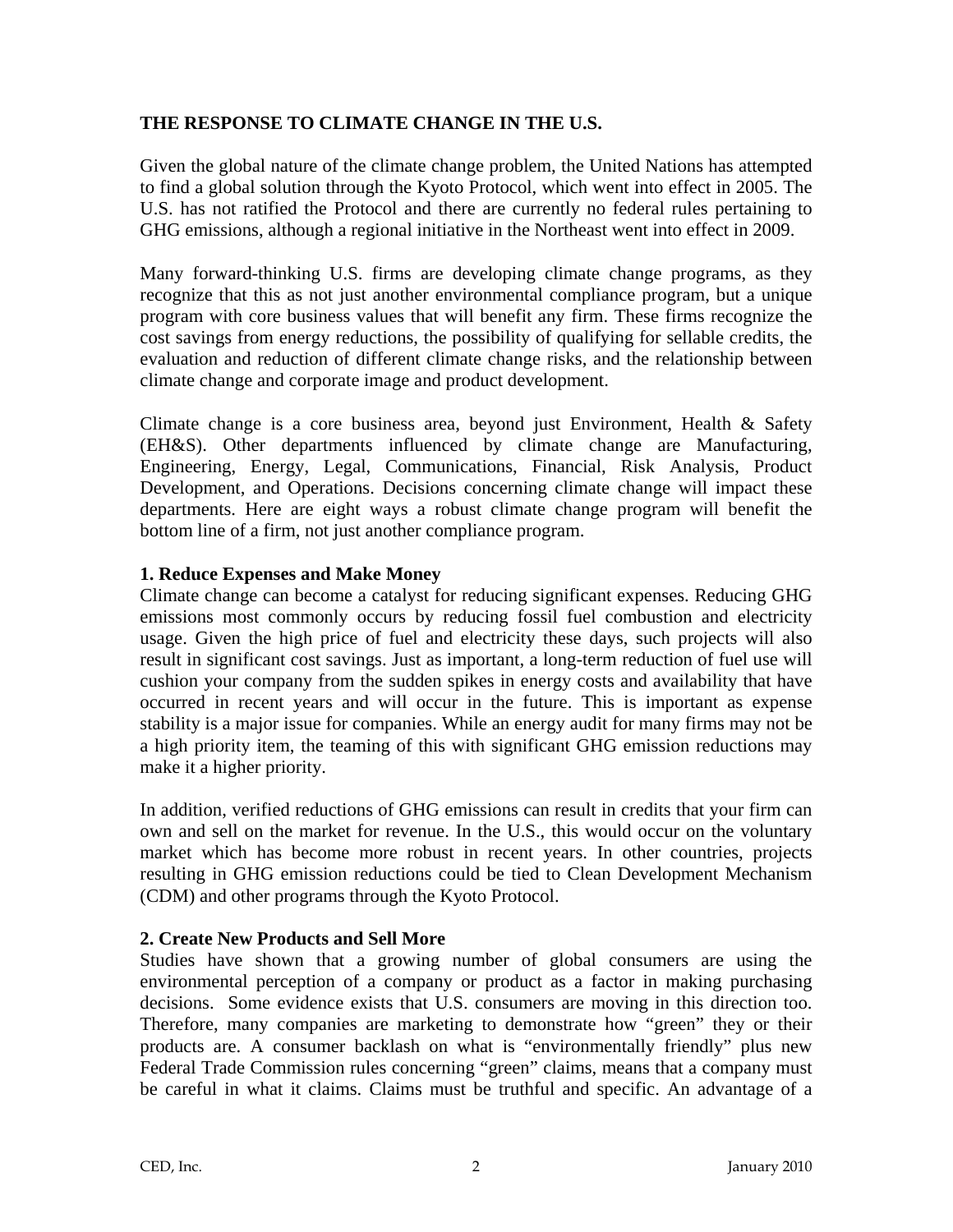## THE RESPONSE TO CLIMATE CHANGE IN THE U.S.

Given the global nature of the climate change problem, the United Nations has attempted to find a global solution through the Kyoto Protocol, which went into effect in 2005. The U.S. has not ratified the Protocol and there are currently no federal rules pertaining to GHG emissions, although a regional initiative in the Northeast went into effect in 2009.

Many forward-thinking U.S. firms are developing climate change programs, as they recognize that this as not just another environmental compliance program, but a unique program with core business values that will benefit any firm. These firms recognize the cost savings from energy reductions, the possibility of qualifying for sellable credits, the evaluation and reduction of different climate change risks, and the relationship between climate change and corporate image and product development.

Climate change is a core business area, beyond just Environment, Health & Safety (EH&S). Other departments influenced by climate change are Manufacturing, Engineering, Energy, Legal, Communications, Financial, Risk Analysis, Product Development, and Operations. Decisions concerning climate change will impact these departments. Here are eight ways a robust climate change program will benefit the bottom line of a firm, not just another compliance program.

### 1. Reduce Expenses and Make Money

Climate change can become a catalyst for reducing significant expenses. Reducing GHG emissions most commonly occurs by reducing fossil fuel combustion and electricity usage. Given the high price of fuel and electricity these days, such projects will also result in significant cost savings. Just as important, a long-term reduction of fuel use will cushion your company from the sudden spikes in energy costs and availability that have occurred in recent years and will occur in the future. This is important as expense stability is a major issue for companies. While an energy audit for many firms may not be a high priority item, the teaming of this with significant GHG emission reductions may make it a higher priority.

In addition, verified reductions of GHG emissions can result in credits that your firm can own and sell on the market for revenue. In the U.S., this would occur on the voluntary market which has become more robust in recent years. In other countries, projects resulting in GHG emission reductions could be tied to Clean Development Mechanism (CDM) and other programs through the Kyoto Protocol.

### 2. Create New Products and Sell More

Studies have shown that a growing number of global consumers are using the environmental perception of a company or product as a factor in making purchasing decisions. Some evidence exists that U.S. consumers are moving in this direction too. Therefore, many companies are marketing to demonstrate how "green" they or their products are. A consumer backlash on what is "environmentally friendly" plus new Federal Trade Commission rules concerning "green" claims, means that a company must be careful in what it claims. Claims must be truthful and specific. An advantage of a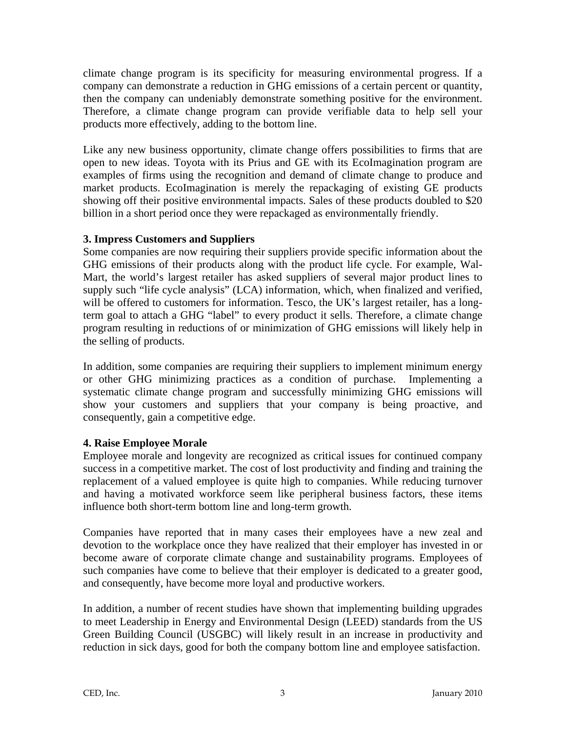climate change program is its specificity for measuring environmental progress. If a company can demonstrate a reduction in GHG emissions of a certain percent or quantity, then the company can undeniably demonstrate something positive for the environment. Therefore, a climate change program can provide verifiable data to help sell your products more effectively, adding to the bottom line.

Like any new business opportunity, climate change offers possibilities to firms that are open to new ideas. Toyota with its Prius and GE with its EcoImagination program are examples of firms using the recognition and demand of climate change to produce and market products. EcoImagination is merely the repackaging of existing GE products showing off their positive environmental impacts. Sales of these products doubled to $20 billion in a short period once they were repackaged as environmentally friendly.

### 3. Impress Customers and Suppliers

Some companies are now requiring their suppliers provide specific information about the GHG emissions of their products along with the product life cycle. For example, Wal-Mart, the world's largest retailer has asked suppliers of several major product lines to supply such "life cycle analysis" (LCA) information, which, when finalized and verified, will be offered to customers for information. Tesco, the UK's largest retailer, has a long-term goal to attach a GHG "label" to every product it sells. Therefore, a climate change program resulting in reductions of or minimization of GHG emissions will likely help in the selling of products.

In addition, some companies are requiring their suppliers to implement minimum energy or other GHG minimizing practices as a condition of purchase. Implementing a systematic climate change program and successfully minimizing GHG emissions will show your customers and suppliers that your company is being proactive, and consequently, gain a competitive edge.

### 4. Raise Employee Morale

Employee morale and longevity are recognized as critical issues for continued company success in a competitive market. The cost of lost productivity and finding and training the replacement of a valued employee is quite high to companies. While reducing turnover and having a motivated workforce seem like peripheral business factors, these items influence both short-term bottom line and long-term growth.

Companies have reported that in many cases their employees have a new zeal and devotion to the workplace once they have realized that their employer has invested in or become aware of corporate climate change and sustainability programs. Employees of such companies have come to believe that their employer is dedicated to a greater good, and consequently, have become more loyal and productive workers.

In addition, a number of recent studies have shown that implementing building upgrades to meet Leadership in Energy and Environmental Design (LEED) standards from the US Green Building Council (USGBC) will likely result in an increase in productivity and reduction in sick days, good for both the company bottom line and employee satisfaction.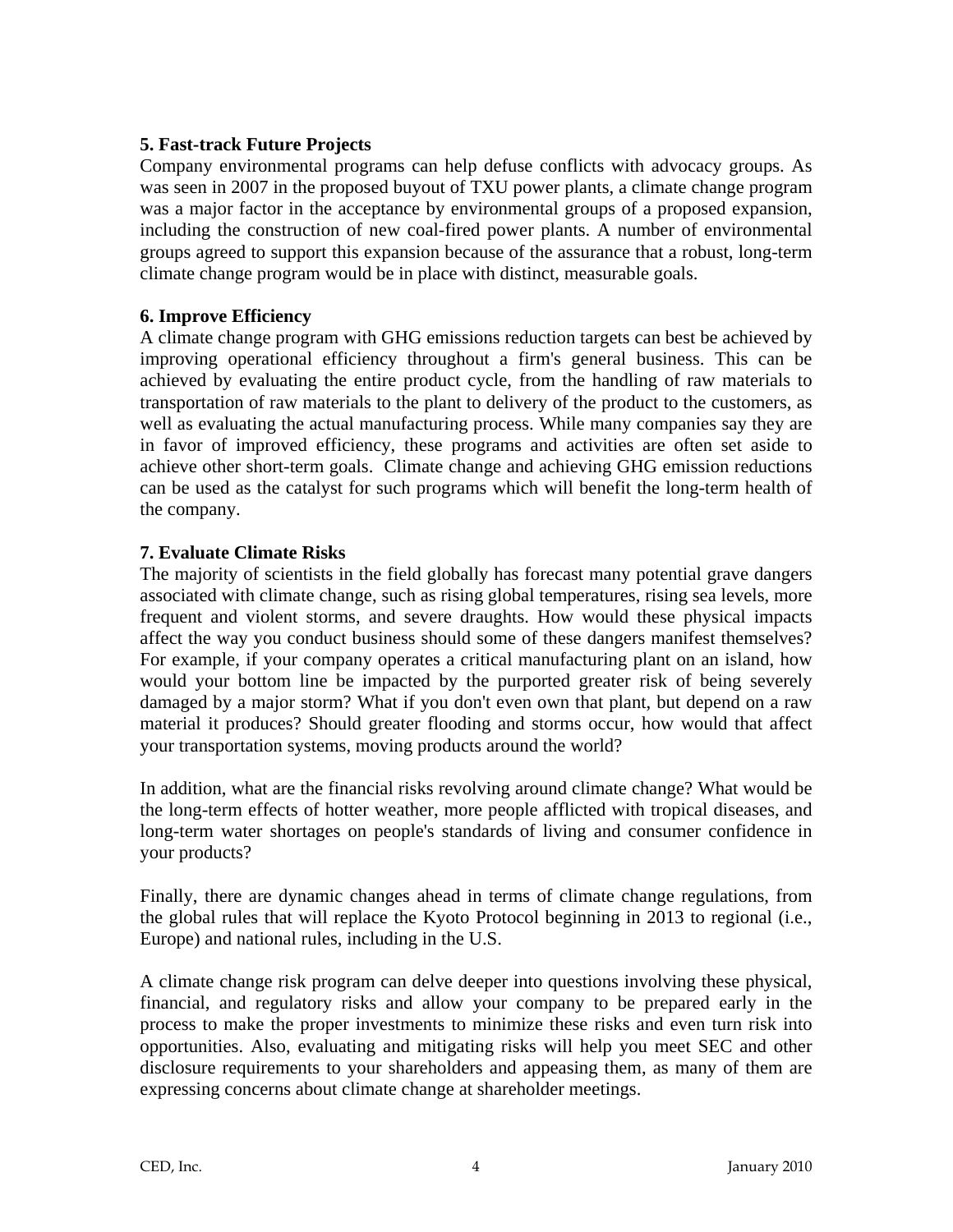**5. Fast-track Future Projects**

Company environmental programs can help defuse conflicts with advocacy groups. As was seen in 2007 in the proposed buyout of TXU power plants, a climate change program was a major factor in the acceptance by environmental groups of a proposed expansion, including the construction of new coal-fired power plants. A number of environmental groups agreed to support this expansion because of the assurance that a robust, long-term climate change program would be in place with distinct, measurable goals.

**6. Improve Efficiency**

A climate change program with GHG emissions reduction targets can best be achieved by improving operational efficiency throughout a firm's general business. This can be achieved by evaluating the entire product cycle, from the handling of raw materials to transportation of raw materials to the plant to delivery of the product to the customers, as well as evaluating the actual manufacturing process. While many companies say they are in favor of improved efficiency, these programs and activities are often set aside to achieve other short-term goals. Climate change and achieving GHG emission reductions can be used as the catalyst for such programs which will benefit the long-term health of the company.

**7. Evaluate Climate Risks**

The majority of scientists in the field globally has forecast many potential grave dangers associated with climate change, such as rising global temperatures, rising sea levels, more frequent and violent storms, and severe draughts. How would these physical impacts affect the way you conduct business should some of these dangers manifest themselves? For example, if your company operates a critical manufacturing plant on an island, how would your bottom line be impacted by the purported greater risk of being severely damaged by a major storm? What if you don't even own that plant, but depend on a raw material it produces? Should greater flooding and storms occur, how would that affect your transportation systems, moving products around the world?

In addition, what are the financial risks revolving around climate change? What would be the long-term effects of hotter weather, more people afflicted with tropical diseases, and long-term water shortages on people's standards of living and consumer confidence in your products?

Finally, there are dynamic changes ahead in terms of climate change regulations, from the global rules that will replace the Kyoto Protocol beginning in 2013 to regional (i.e., Europe) and national rules, including in the U.S.

A climate change risk program can delve deeper into questions involving these physical, financial, and regulatory risks and allow your company to be prepared early in the process to make the proper investments to minimize these risks and even turn risk into opportunities. Also, evaluating and mitigating risks will help you meet SEC and other disclosure requirements to your shareholders and appeasing them, as many of them are expressing concerns about climate change at shareholder meetings.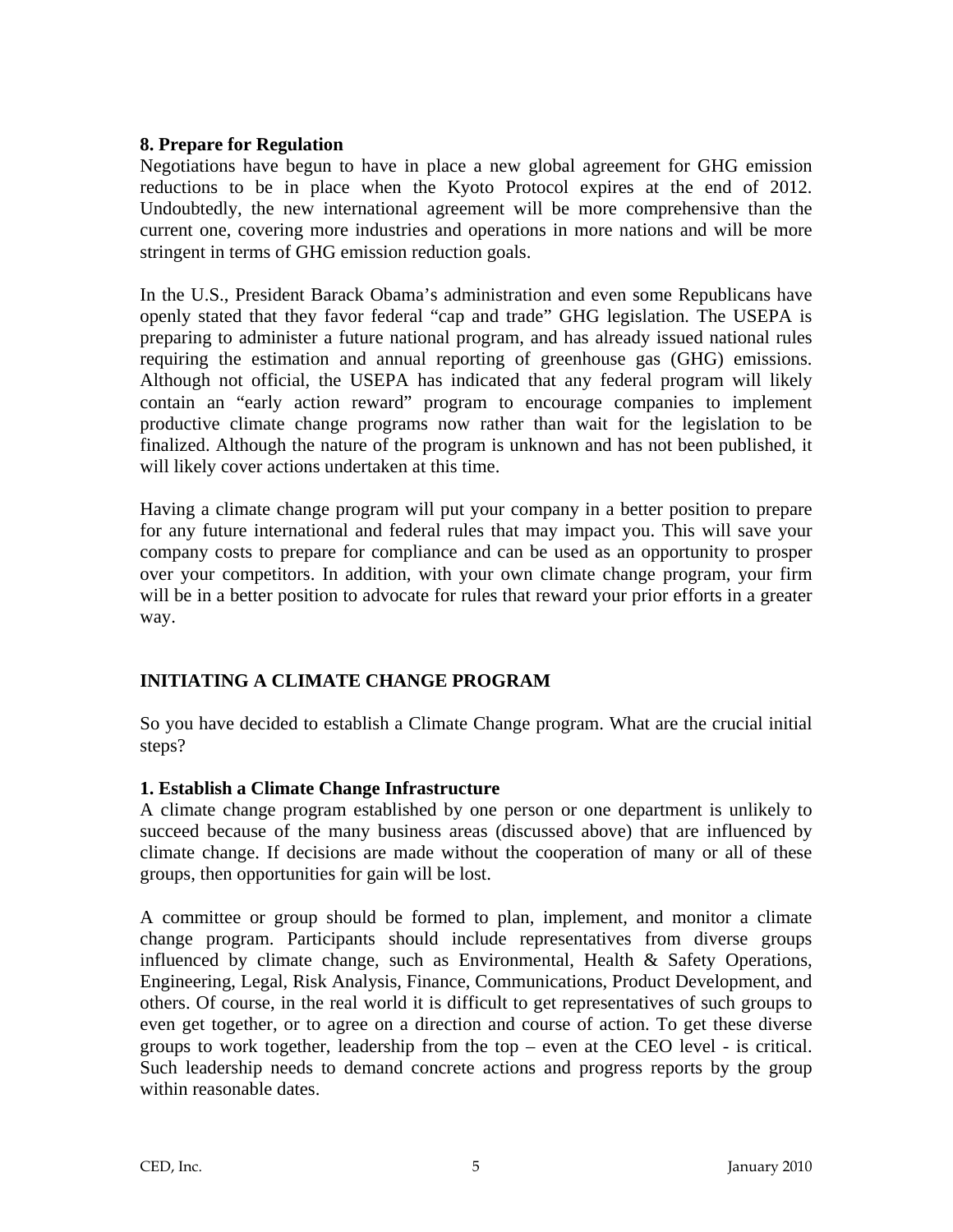**8. Prepare for Regulation**

Negotiations have begun to have in place a new global agreement for GHG emission reductions to be in place when the Kyoto Protocol expires at the end of 2012. Undoubtedly, the new international agreement will be more comprehensive than the current one, covering more industries and operations in more nations and will be more stringent in terms of GHG emission reduction goals.

In the U.S., President Barack Obama's administration and even some Republicans have openly stated that they favor federal "cap and trade" GHG legislation. The USEPA is preparing to administer a future national program, and has already issued national rules requiring the estimation and annual reporting of greenhouse gas (GHG) emissions. Although not official, the USEPA has indicated that any federal program will likely contain an "early action reward" program to encourage companies to implement productive climate change programs now rather than wait for the legislation to be finalized. Although the nature of the program is unknown and has not been published, it will likely cover actions undertaken at this time.

Having a climate change program will put your company in a better position to prepare for any future international and federal rules that may impact you. This will save your company costs to prepare for compliance and can be used as an opportunity to prosper over your competitors. In addition, with your own climate change program, your firm will be in a better position to advocate for rules that reward your prior efforts in a greater way.

## INITIATING A CLIMATE CHANGE PROGRAM

So you have decided to establish a Climate Change program. What are the crucial initial steps?

**1. Establish a Climate Change Infrastructure**

A climate change program established by one person or one department is unlikely to succeed because of the many business areas (discussed above) that are influenced by climate change. If decisions are made without the cooperation of many or all of these groups, then opportunities for gain will be lost.

A committee or group should be formed to plan, implement, and monitor a climate change program. Participants should include representatives from diverse groups influenced by climate change, such as Environmental, Health & Safety Operations, Engineering, Legal, Risk Analysis, Finance, Communications, Product Development, and others. Of course, in the real world it is difficult to get representatives of such groups to even get together, or to agree on a direction and course of action. To get these diverse groups to work together, leadership from the top – even at the CEO level - is critical. Such leadership needs to demand concrete actions and progress reports by the group within reasonable dates.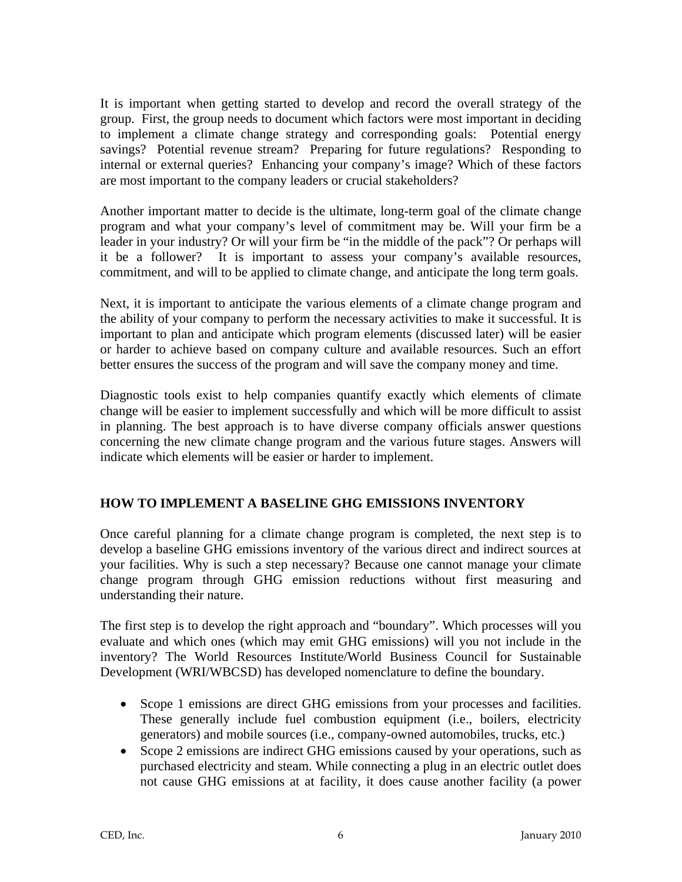It is important when getting started to develop and record the overall strategy of the group. First, the group needs to document which factors were most important in deciding to implement a climate change strategy and corresponding goals: Potential energy savings? Potential revenue stream? Preparing for future regulations? Responding to internal or external queries? Enhancing your company's image? Which of these factors are most important to the company leaders or crucial stakeholders?

Another important matter to decide is the ultimate, long-term goal of the climate change program and what your company's level of commitment may be. Will your firm be a leader in your industry? Or will your firm be "in the middle of the pack"? Or perhaps will it be a follower? It is important to assess your company's available resources, commitment, and will to be applied to climate change, and anticipate the long term goals.

Next, it is important to anticipate the various elements of a climate change program and the ability of your company to perform the necessary activities to make it successful. It is important to plan and anticipate which program elements (discussed later) will be easier or harder to achieve based on company culture and available resources. Such an effort better ensures the success of the program and will save the company money and time.

Diagnostic tools exist to help companies quantify exactly which elements of climate change will be easier to implement successfully and which will be more difficult to assist in planning. The best approach is to have diverse company officials answer questions concerning the new climate change program and the various future stages. Answers will indicate which elements will be easier or harder to implement.

## HOW TO IMPLEMENT A BASELINE GHG EMISSIONS INVENTORY

Once careful planning for a climate change program is completed, the next step is to develop a baseline GHG emissions inventory of the various direct and indirect sources at your facilities. Why is such a step necessary? Because one cannot manage your climate change program through GHG emission reductions without first measuring and understanding their nature.

The first step is to develop the right approach and "boundary". Which processes will you evaluate and which ones (which may emit GHG emissions) will you not include in the inventory? The World Resources Institute/World Business Council for Sustainable Development (WRI/WBCSD) has developed nomenclature to define the boundary.

- Scope 1 emissions are direct GHG emissions from your processes and facilities. These generally include fuel combustion equipment (i.e., boilers, electricity generators) and mobile sources (i.e., company-owned automobiles, trucks, etc.)
- Scope 2 emissions are indirect GHG emissions caused by your operations, such as purchased electricity and steam. While connecting a plug in an electric outlet does not cause GHG emissions at at facility, it does cause another facility (a power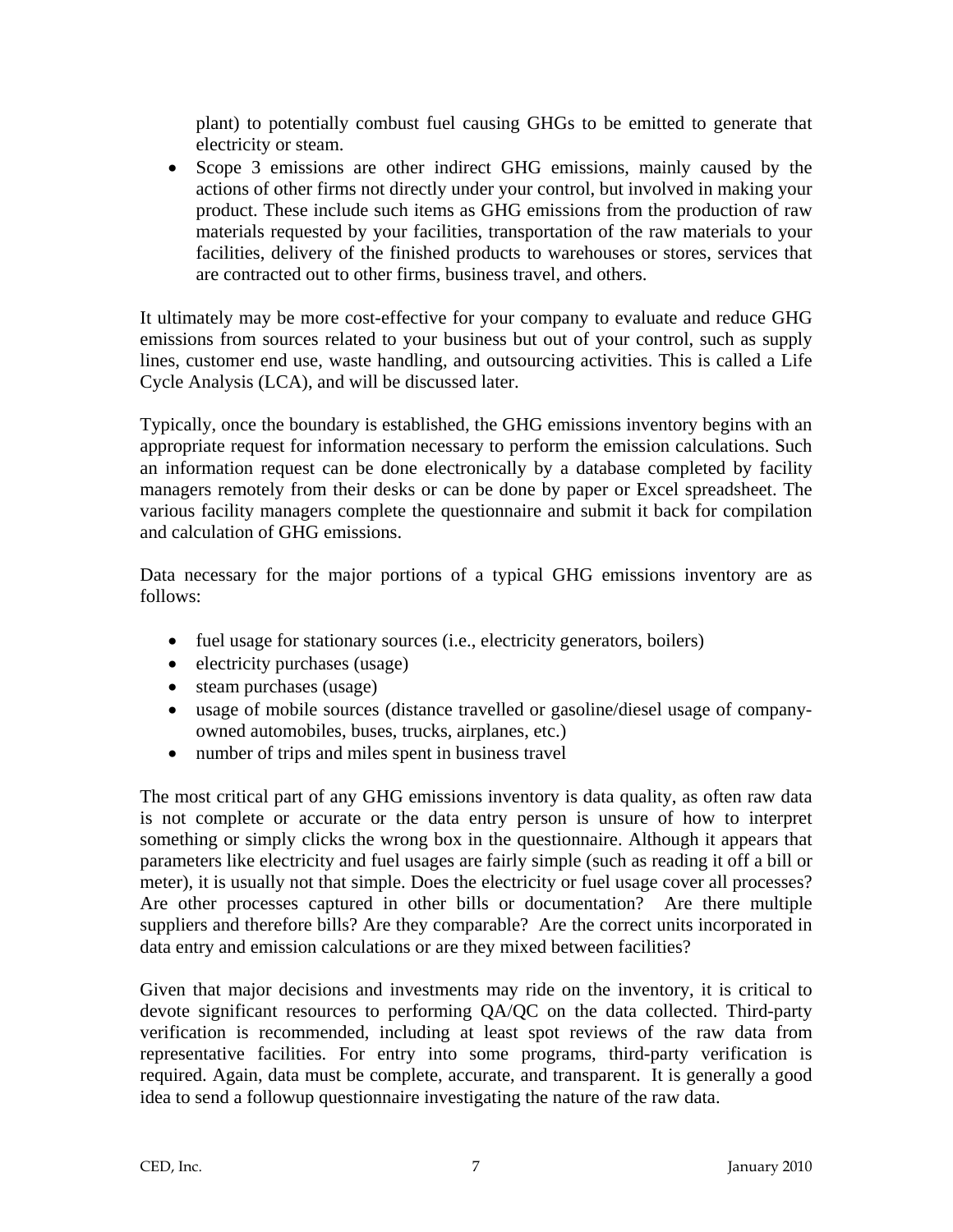plant) to potentially combust fuel causing GHGs to be emitted to generate that electricity or steam.

- Scope 3 emissions are other indirect GHG emissions, mainly caused by the actions of other firms not directly under your control, but involved in making your product. These include such items as GHG emissions from the production of raw materials requested by your facilities, transportation of the raw materials to your facilities, delivery of the finished products to warehouses or stores, services that are contracted out to other firms, business travel, and others.

It ultimately may be more cost-effective for your company to evaluate and reduce GHG emissions from sources related to your business but out of your control, such as supply lines, customer end use, waste handling, and outsourcing activities. This is called a Life Cycle Analysis (LCA), and will be discussed later.

Typically, once the boundary is established, the GHG emissions inventory begins with an appropriate request for information necessary to perform the emission calculations. Such an information request can be done electronically by a database completed by facility managers remotely from their desks or can be done by paper or Excel spreadsheet. The various facility managers complete the questionnaire and submit it back for compilation and calculation of GHG emissions.

Data necessary for the major portions of a typical GHG emissions inventory are as follows:

- fuel usage for stationary sources (i.e., electricity generators, boilers)
- electricity purchases (usage)
- steam purchases (usage)
- usage of mobile sources (distance travelled or gasoline/diesel usage of company-owned automobiles, buses, trucks, airplanes, etc.)
- number of trips and miles spent in business travel

The most critical part of any GHG emissions inventory is data quality, as often raw data is not complete or accurate or the data entry person is unsure of how to interpret something or simply clicks the wrong box in the questionnaire. Although it appears that parameters like electricity and fuel usages are fairly simple (such as reading it off a bill or meter), it is usually not that simple. Does the electricity or fuel usage cover all processes? Are other processes captured in other bills or documentation? Are there multiple suppliers and therefore bills? Are they comparable? Are the correct units incorporated in data entry and emission calculations or are they mixed between facilities?

Given that major decisions and investments may ride on the inventory, it is critical to devote significant resources to performing QA/QC on the data collected. Third-party verification is recommended, including at least spot reviews of the raw data from representative facilities. For entry into some programs, third-party verification is required. Again, data must be complete, accurate, and transparent. It is generally a good idea to send a followup questionnaire investigating the nature of the raw data.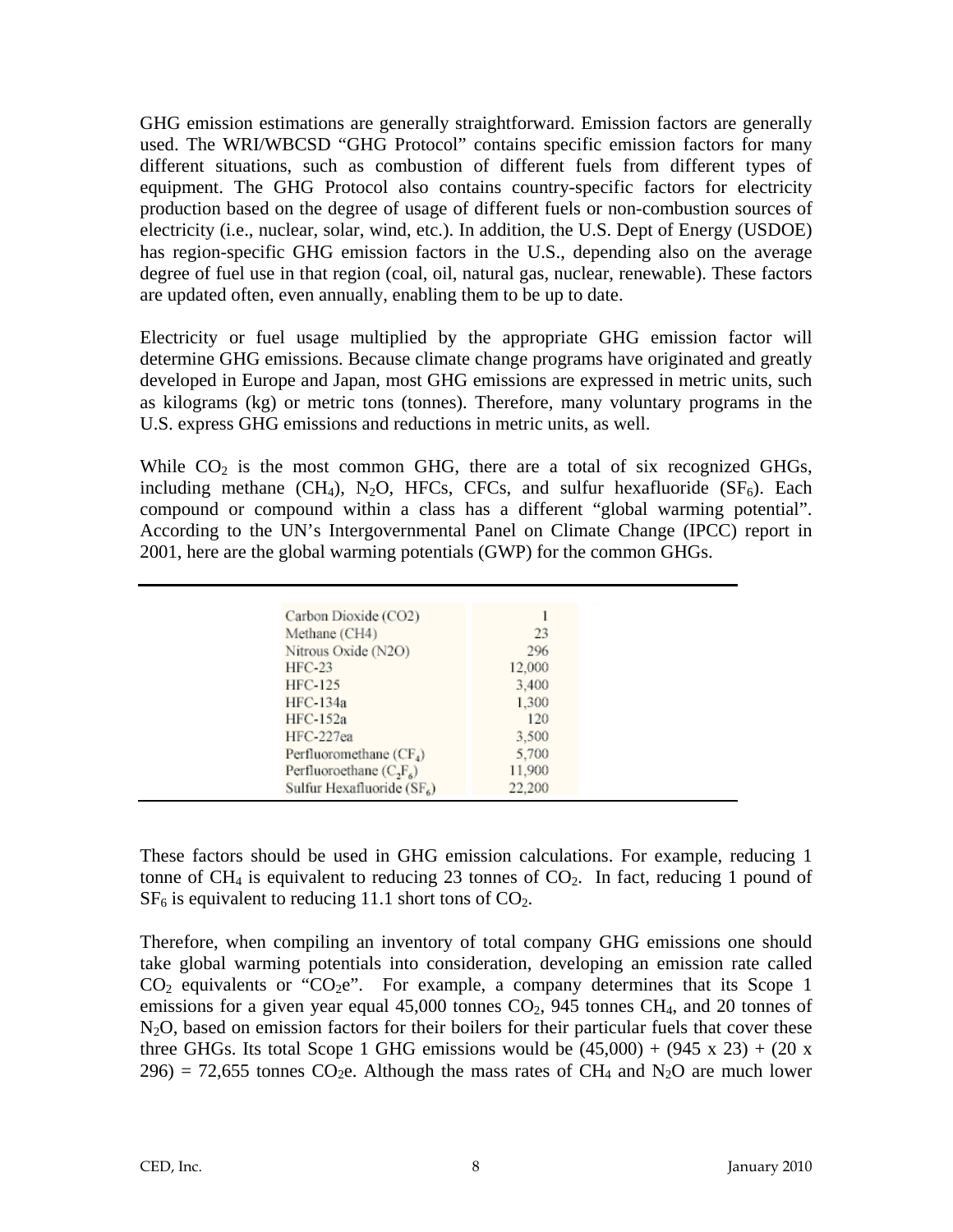GHG emission estimations are generally straightforward. Emission factors are generally used. The WRI/WBCSD "GHG Protocol" contains specific emission factors for many different situations, such as combustion of different fuels from different types of equipment. The GHG Protocol also contains country-specific factors for electricity production based on the degree of usage of different fuels or non-combustion sources of electricity (i.e., nuclear, solar, wind, etc.). In addition, the U.S. Dept of Energy (USDOE) has region-specific GHG emission factors in the U.S., depending also on the average degree of fuel use in that region (coal, oil, natural gas, nuclear, renewable). These factors are updated often, even annually, enabling them to be up to date.

Electricity or fuel usage multiplied by the appropriate GHG emission factor will determine GHG emissions. Because climate change programs have originated and greatly developed in Europe and Japan, most GHG emissions are expressed in metric units, such as kilograms (kg) or metric tons (tonnes). Therefore, many voluntary programs in the U.S. express GHG emissions and reductions in metric units, as well.

While $CO_2$ is the most common GHG, there are a total of six recognized GHGs, including methane ($CH_4$), $N_2O$, HFCs, CFCs, and sulfur hexafluoride ($SF_6$). Each compound or compound within a class has a different "global warming potential". According to the UN's Intergovernmental Panel on Climate Change (IPCC) report in 2001, here are the global warming potentials (GWP) for the common GHGs.

| Gas | GWP |
|---|---|
| Carbon Dioxide (CO2) | 1 |
| Methane (CH4) | 23 |
| Nitrous Oxide (N2O) | 296 |
| HFC-23 | 12,000 |
| HFC-125 | 3,400 |
| HFC-134a | 1,300 |
| HFC-152a | 120 |
| HFC-227ea | 3,500 |
| Perfluoromethane ($CF_4$) | 5,700 |
| Perfluoroethane ($C_2F_6$) | 11,900 |
| Sulfur Hexafluoride ($SF_6$) | 22,200 |

These factors should be used in GHG emission calculations. For example, reducing 1 tonne of $CH_4$ is equivalent to reducing 23 tonnes of $CO_2$. In fact, reducing 1 pound of $SF_6$ is equivalent to reducing 11.1 short tons of $CO_2$.

Therefore, when compiling an inventory of total company GHG emissions one should take global warming potentials into consideration, developing an emission rate called $CO_2$ equivalents or "$CO_2$e". For example, a company determines that its Scope 1 emissions for a given year equal 45,000 tonnes $CO_2$, 945 tonnes $CH_4$, and 20 tonnes of $N_2O$, based on emission factors for their boilers for their particular fuels that cover these three GHGs. Its total Scope 1 GHG emissions would be (45,000) + (945 x 23) + (20 x 296) = 72,655 tonnes $CO_2$e. Although the mass rates of $CH_4$ and $N_2O$ are much lower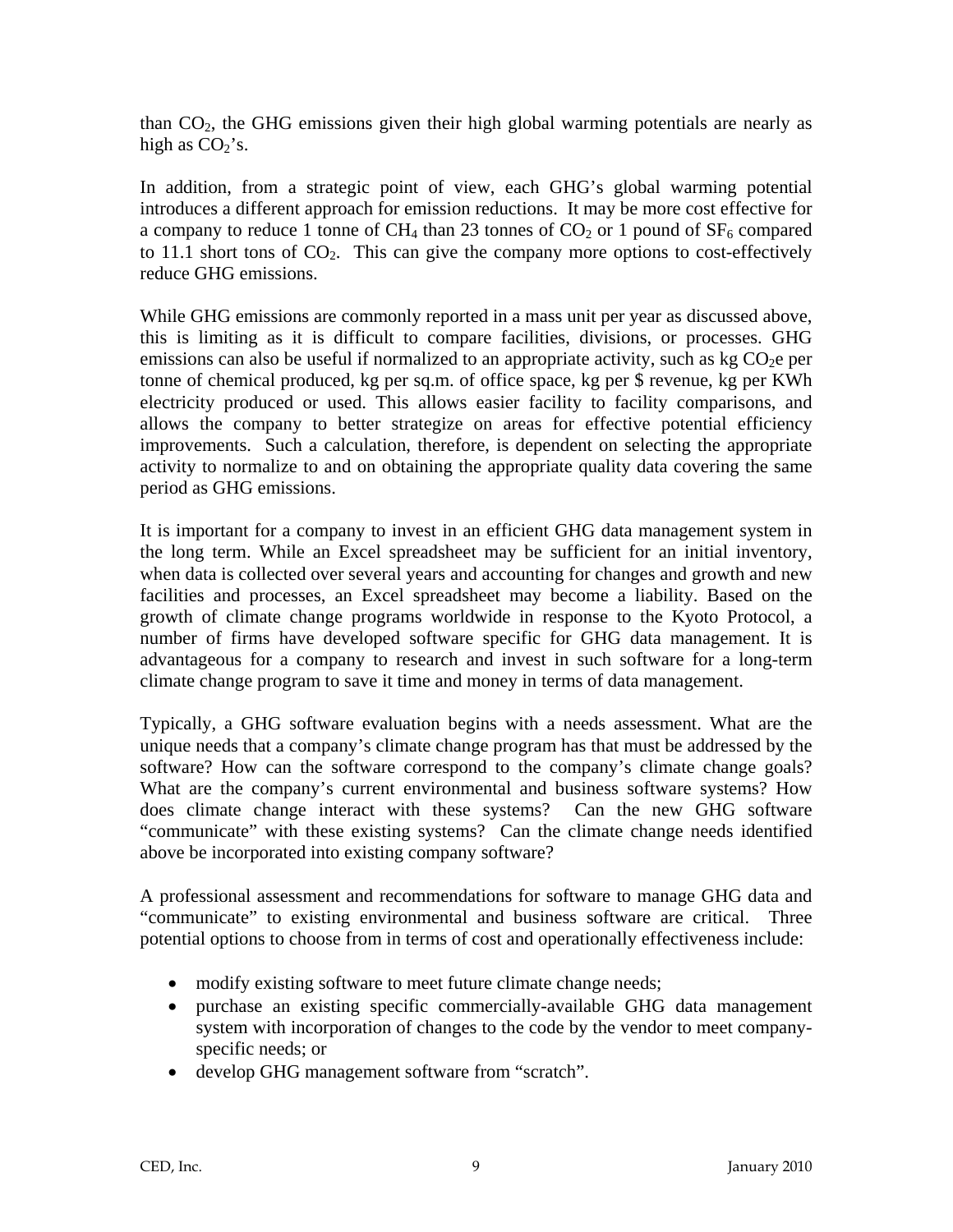than $CO_2$, the GHG emissions given their high global warming potentials are nearly as high as $CO_2$'s.

In addition, from a strategic point of view, each GHG's global warming potential introduces a different approach for emission reductions. It may be more cost effective for a company to reduce 1 tonne of $CH_4$ than 23 tonnes of $CO_2$ or 1 pound of $SF_6$ compared to 11.1 short tons of $CO_2$. This can give the company more options to cost-effectively reduce GHG emissions.

While GHG emissions are commonly reported in a mass unit per year as discussed above, this is limiting as it is difficult to compare facilities, divisions, or processes. GHG emissions can also be useful if normalized to an appropriate activity, such as kg $CO_2$e per tonne of chemical produced, kg per sq.m. of office space, kg per $ revenue, kg per KWh electricity produced or used. This allows easier facility to facility comparisons, and allows the company to better strategize on areas for effective potential efficiency improvements. Such a calculation, therefore, is dependent on selecting the appropriate activity to normalize to and on obtaining the appropriate quality data covering the same period as GHG emissions.

It is important for a company to invest in an efficient GHG data management system in the long term. While an Excel spreadsheet may be sufficient for an initial inventory, when data is collected over several years and accounting for changes and growth and new facilities and processes, an Excel spreadsheet may become a liability. Based on the growth of climate change programs worldwide in response to the Kyoto Protocol, a number of firms have developed software specific for GHG data management. It is advantageous for a company to research and invest in such software for a long-term climate change program to save it time and money in terms of data management.

Typically, a GHG software evaluation begins with a needs assessment. What are the unique needs that a company's climate change program has that must be addressed by the software? How can the software correspond to the company's climate change goals? What are the company's current environmental and business software systems? How does climate change interact with these systems? Can the new GHG software "communicate" with these existing systems? Can the climate change needs identified above be incorporated into existing company software?

A professional assessment and recommendations for software to manage GHG data and "communicate" to existing environmental and business software are critical. Three potential options to choose from in terms of cost and operationally effectiveness include:

- modify existing software to meet future climate change needs;
- purchase an existing specific commercially-available GHG data management system with incorporation of changes to the code by the vendor to meet company-specific needs; or
- develop GHG management software from "scratch".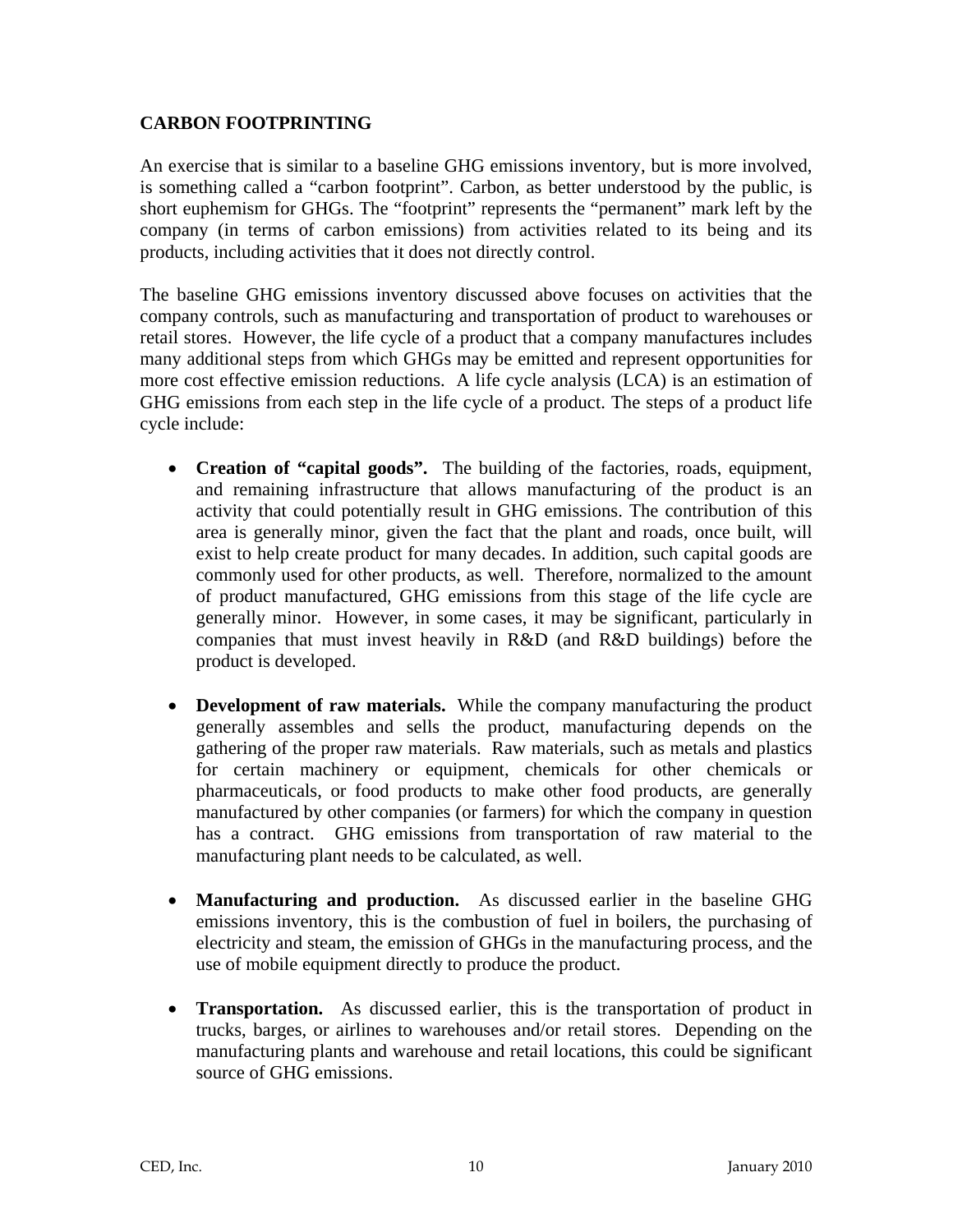## CARBON FOOTPRINTING

An exercise that is similar to a baseline GHG emissions inventory, but is more involved, is something called a "carbon footprint". Carbon, as better understood by the public, is short euphemism for GHGs. The "footprint" represents the "permanent" mark left by the company (in terms of carbon emissions) from activities related to its being and its products, including activities that it does not directly control.

The baseline GHG emissions inventory discussed above focuses on activities that the company controls, such as manufacturing and transportation of product to warehouses or retail stores. However, the life cycle of a product that a company manufactures includes many additional steps from which GHGs may be emitted and represent opportunities for more cost effective emission reductions. A life cycle analysis (LCA) is an estimation of GHG emissions from each step in the life cycle of a product. The steps of a product life cycle include:

- **Creation of "capital goods".** The building of the factories, roads, equipment, and remaining infrastructure that allows manufacturing of the product is an activity that could potentially result in GHG emissions. The contribution of this area is generally minor, given the fact that the plant and roads, once built, will exist to help create product for many decades. In addition, such capital goods are commonly used for other products, as well. Therefore, normalized to the amount of product manufactured, GHG emissions from this stage of the life cycle are generally minor. However, in some cases, it may be significant, particularly in companies that must invest heavily in R&D (and R&D buildings) before the product is developed.

- **Development of raw materials.** While the company manufacturing the product generally assembles and sells the product, manufacturing depends on the gathering of the proper raw materials. Raw materials, such as metals and plastics for certain machinery or equipment, chemicals for other chemicals or pharmaceuticals, or food products to make other food products, are generally manufactured by other companies (or farmers) for which the company in question has a contract. GHG emissions from transportation of raw material to the manufacturing plant needs to be calculated, as well.

- **Manufacturing and production.** As discussed earlier in the baseline GHG emissions inventory, this is the combustion of fuel in boilers, the purchasing of electricity and steam, the emission of GHGs in the manufacturing process, and the use of mobile equipment directly to produce the product.

- **Transportation.** As discussed earlier, this is the transportation of product in trucks, barges, or airlines to warehouses and/or retail stores. Depending on the manufacturing plants and warehouse and retail locations, this could be significant source of GHG emissions.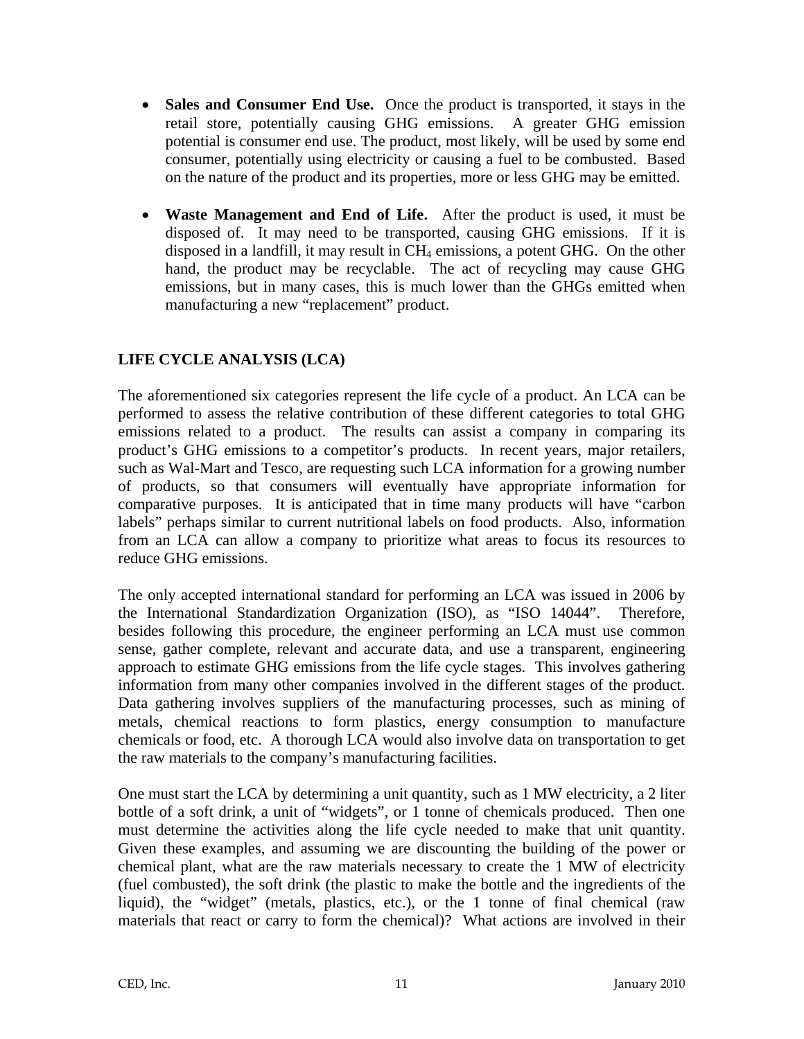- **Sales and Consumer End Use.** Once the product is transported, it stays in the retail store, potentially causing GHG emissions. A greater GHG emission potential is consumer end use. The product, most likely, will be used by some end consumer, potentially using electricity or causing a fuel to be combusted. Based on the nature of the product and its properties, more or less GHG may be emitted.

- **Waste Management and End of Life.** After the product is used, it must be disposed of. It may need to be transported, causing GHG emissions. If it is disposed in a landfill, it may result in $CH_4$ emissions, a potent GHG. On the other hand, the product may be recyclable. The act of recycling may cause GHG emissions, but in many cases, this is much lower than the GHGs emitted when manufacturing a new "replacement" product.

## LIFE CYCLE ANALYSIS (LCA)

The aforementioned six categories represent the life cycle of a product. An LCA can be performed to assess the relative contribution of these different categories to total GHG emissions related to a product. The results can assist a company in comparing its product's GHG emissions to a competitor's products. In recent years, major retailers, such as Wal-Mart and Tesco, are requesting such LCA information for a growing number of products, so that consumers will eventually have appropriate information for comparative purposes. It is anticipated that in time many products will have "carbon labels" perhaps similar to current nutritional labels on food products. Also, information from an LCA can allow a company to prioritize what areas to focus its resources to reduce GHG emissions.

The only accepted international standard for performing an LCA was issued in 2006 by the International Standardization Organization (ISO), as "ISO 14044". Therefore, besides following this procedure, the engineer performing an LCA must use common sense, gather complete, relevant and accurate data, and use a transparent, engineering approach to estimate GHG emissions from the life cycle stages. This involves gathering information from many other companies involved in the different stages of the product. Data gathering involves suppliers of the manufacturing processes, such as mining of metals, chemical reactions to form plastics, energy consumption to manufacture chemicals or food, etc. A thorough LCA would also involve data on transportation to get the raw materials to the company's manufacturing facilities.

One must start the LCA by determining a unit quantity, such as 1 MW electricity, a 2 liter bottle of a soft drink, a unit of "widgets", or 1 tonne of chemicals produced. Then one must determine the activities along the life cycle needed to make that unit quantity. Given these examples, and assuming we are discounting the building of the power or chemical plant, what are the raw materials necessary to create the 1 MW of electricity (fuel combusted), the soft drink (the plastic to make the bottle and the ingredients of the liquid), the "widget" (metals, plastics, etc.), or the 1 tonne of final chemical (raw materials that react or carry to form the chemical)? What actions are involved in their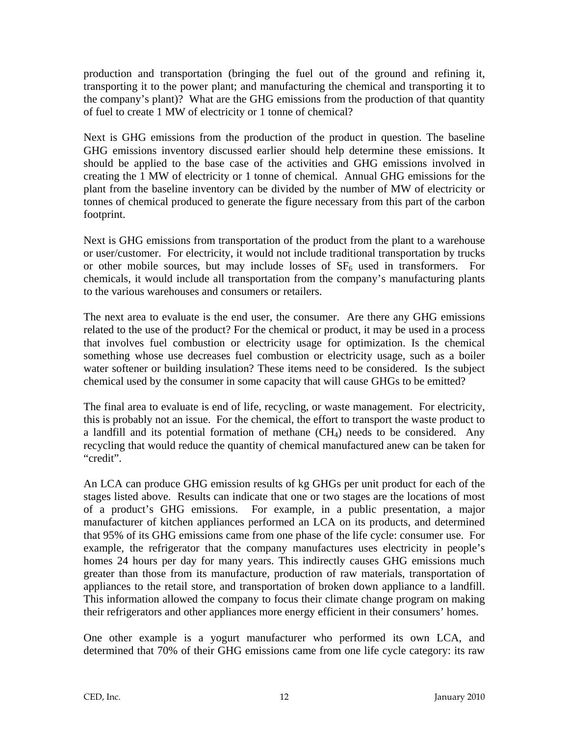production and transportation (bringing the fuel out of the ground and refining it, transporting it to the power plant; and manufacturing the chemical and transporting it to the company's plant)? What are the GHG emissions from the production of that quantity of fuel to create 1 MW of electricity or 1 tonne of chemical?

Next is GHG emissions from the production of the product in question. The baseline GHG emissions inventory discussed earlier should help determine these emissions. It should be applied to the base case of the activities and GHG emissions involved in creating the 1 MW of electricity or 1 tonne of chemical. Annual GHG emissions for the plant from the baseline inventory can be divided by the number of MW of electricity or tonnes of chemical produced to generate the figure necessary from this part of the carbon footprint.

Next is GHG emissions from transportation of the product from the plant to a warehouse or user/customer. For electricity, it would not include traditional transportation by trucks or other mobile sources, but may include losses of $SF_6$ used in transformers. For chemicals, it would include all transportation from the company's manufacturing plants to the various warehouses and consumers or retailers.

The next area to evaluate is the end user, the consumer. Are there any GHG emissions related to the use of the product? For the chemical or product, it may be used in a process that involves fuel combustion or electricity usage for optimization. Is the chemical something whose use decreases fuel combustion or electricity usage, such as a boiler water softener or building insulation? These items need to be considered. Is the subject chemical used by the consumer in some capacity that will cause GHGs to be emitted?

The final area to evaluate is end of life, recycling, or waste management. For electricity, this is probably not an issue. For the chemical, the effort to transport the waste product to a landfill and its potential formation of methane ($CH_4$) needs to be considered. Any recycling that would reduce the quantity of chemical manufactured anew can be taken for "credit".

An LCA can produce GHG emission results of kg GHGs per unit product for each of the stages listed above. Results can indicate that one or two stages are the locations of most of a product's GHG emissions. For example, in a public presentation, a major manufacturer of kitchen appliances performed an LCA on its products, and determined that 95% of its GHG emissions came from one phase of the life cycle: consumer use. For example, the refrigerator that the company manufactures uses electricity in people's homes 24 hours per day for many years. This indirectly causes GHG emissions much greater than those from its manufacture, production of raw materials, transportation of appliances to the retail store, and transportation of broken down appliance to a landfill. This information allowed the company to focus their climate change program on making their refrigerators and other appliances more energy efficient in their consumers' homes.

One other example is a yogurt manufacturer who performed its own LCA, and determined that 70% of their GHG emissions came from one life cycle category: its raw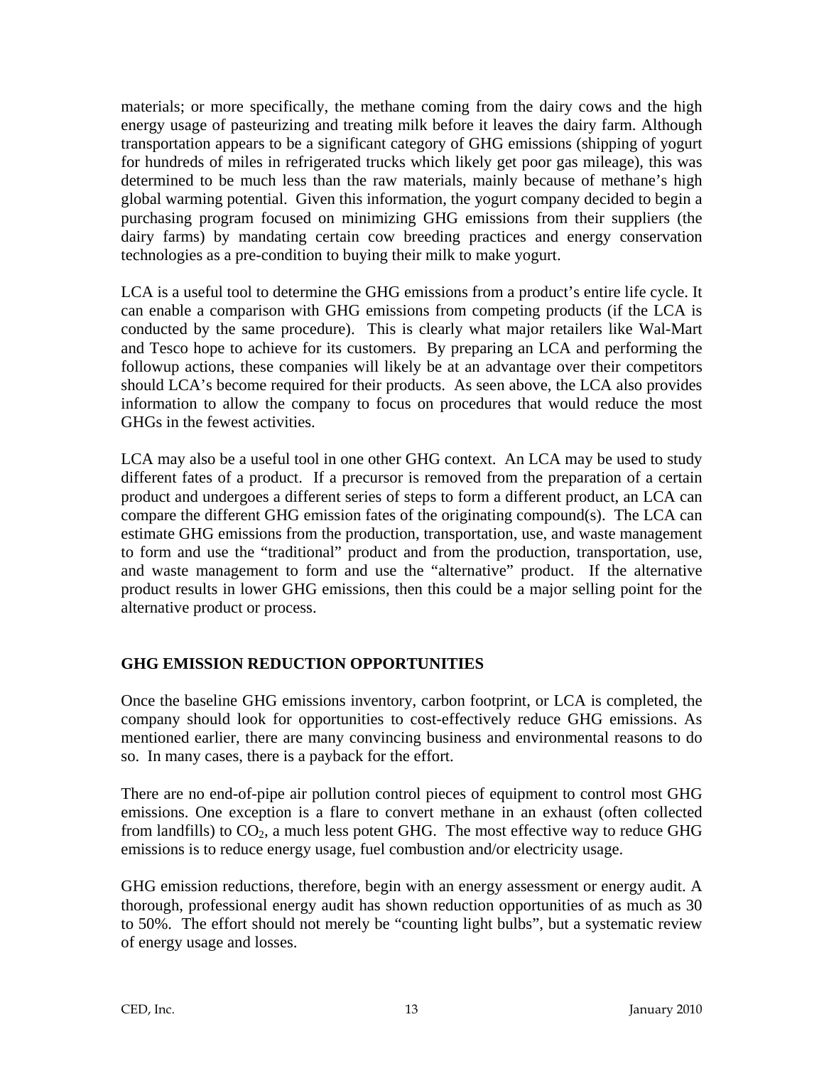materials; or more specifically, the methane coming from the dairy cows and the high energy usage of pasteurizing and treating milk before it leaves the dairy farm. Although transportation appears to be a significant category of GHG emissions (shipping of yogurt for hundreds of miles in refrigerated trucks which likely get poor gas mileage), this was determined to be much less than the raw materials, mainly because of methane's high global warming potential. Given this information, the yogurt company decided to begin a purchasing program focused on minimizing GHG emissions from their suppliers (the dairy farms) by mandating certain cow breeding practices and energy conservation technologies as a pre-condition to buying their milk to make yogurt.

LCA is a useful tool to determine the GHG emissions from a product's entire life cycle. It can enable a comparison with GHG emissions from competing products (if the LCA is conducted by the same procedure). This is clearly what major retailers like Wal-Mart and Tesco hope to achieve for its customers. By preparing an LCA and performing the followup actions, these companies will likely be at an advantage over their competitors should LCA's become required for their products. As seen above, the LCA also provides information to allow the company to focus on procedures that would reduce the most GHGs in the fewest activities.

LCA may also be a useful tool in one other GHG context. An LCA may be used to study different fates of a product. If a precursor is removed from the preparation of a certain product and undergoes a different series of steps to form a different product, an LCA can compare the different GHG emission fates of the originating compound(s). The LCA can estimate GHG emissions from the production, transportation, use, and waste management to form and use the "traditional" product and from the production, transportation, use, and waste management to form and use the "alternative" product. If the alternative product results in lower GHG emissions, then this could be a major selling point for the alternative product or process.

## GHG EMISSION REDUCTION OPPORTUNITIES

Once the baseline GHG emissions inventory, carbon footprint, or LCA is completed, the company should look for opportunities to cost-effectively reduce GHG emissions. As mentioned earlier, there are many convincing business and environmental reasons to do so. In many cases, there is a payback for the effort.

There are no end-of-pipe air pollution control pieces of equipment to control most GHG emissions. One exception is a flare to convert methane in an exhaust (often collected from landfills) to $CO_2$, a much less potent GHG. The most effective way to reduce GHG emissions is to reduce energy usage, fuel combustion and/or electricity usage.

GHG emission reductions, therefore, begin with an energy assessment or energy audit. A thorough, professional energy audit has shown reduction opportunities of as much as 30 to 50%. The effort should not merely be "counting light bulbs", but a systematic review of energy usage and losses.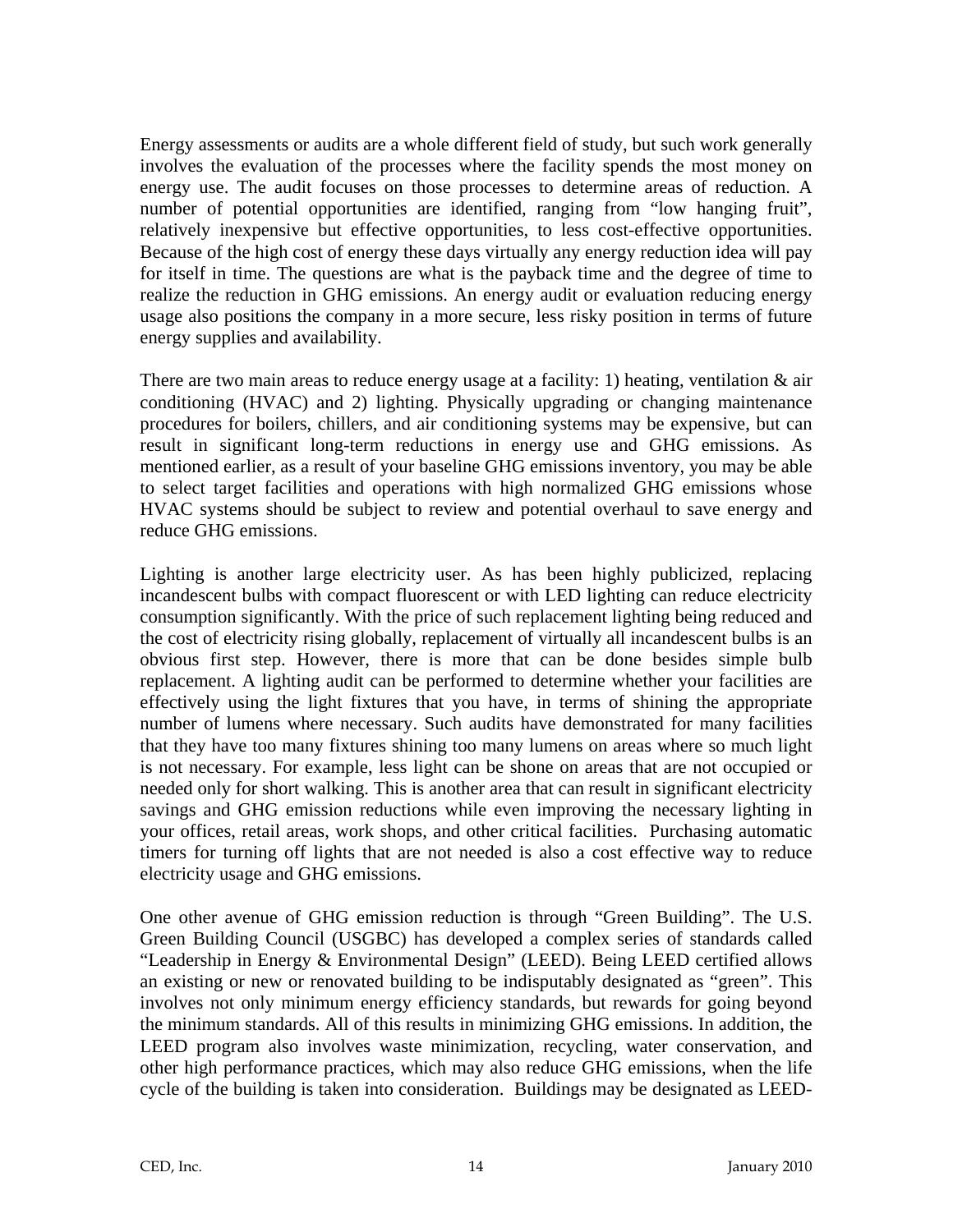Energy assessments or audits are a whole different field of study, but such work generally involves the evaluation of the processes where the facility spends the most money on energy use. The audit focuses on those processes to determine areas of reduction. A number of potential opportunities are identified, ranging from "low hanging fruit", relatively inexpensive but effective opportunities, to less cost-effective opportunities. Because of the high cost of energy these days virtually any energy reduction idea will pay for itself in time. The questions are what is the payback time and the degree of time to realize the reduction in GHG emissions. An energy audit or evaluation reducing energy usage also positions the company in a more secure, less risky position in terms of future energy supplies and availability.

There are two main areas to reduce energy usage at a facility: 1) heating, ventilation & air conditioning (HVAC) and 2) lighting. Physically upgrading or changing maintenance procedures for boilers, chillers, and air conditioning systems may be expensive, but can result in significant long-term reductions in energy use and GHG emissions. As mentioned earlier, as a result of your baseline GHG emissions inventory, you may be able to select target facilities and operations with high normalized GHG emissions whose HVAC systems should be subject to review and potential overhaul to save energy and reduce GHG emissions.

Lighting is another large electricity user. As has been highly publicized, replacing incandescent bulbs with compact fluorescent or with LED lighting can reduce electricity consumption significantly. With the price of such replacement lighting being reduced and the cost of electricity rising globally, replacement of virtually all incandescent bulbs is an obvious first step. However, there is more that can be done besides simple bulb replacement. A lighting audit can be performed to determine whether your facilities are effectively using the light fixtures that you have, in terms of shining the appropriate number of lumens where necessary. Such audits have demonstrated for many facilities that they have too many fixtures shining too many lumens on areas where so much light is not necessary. For example, less light can be shone on areas that are not occupied or needed only for short walking. This is another area that can result in significant electricity savings and GHG emission reductions while even improving the necessary lighting in your offices, retail areas, work shops, and other critical facilities. Purchasing automatic timers for turning off lights that are not needed is also a cost effective way to reduce electricity usage and GHG emissions.

One other avenue of GHG emission reduction is through "Green Building". The U.S. Green Building Council (USGBC) has developed a complex series of standards called "Leadership in Energy & Environmental Design" (LEED). Being LEED certified allows an existing or new or renovated building to be indisputably designated as "green". This involves not only minimum energy efficiency standards, but rewards for going beyond the minimum standards. All of this results in minimizing GHG emissions. In addition, the LEED program also involves waste minimization, recycling, water conservation, and other high performance practices, which may also reduce GHG emissions, when the life cycle of the building is taken into consideration. Buildings may be designated as LEED-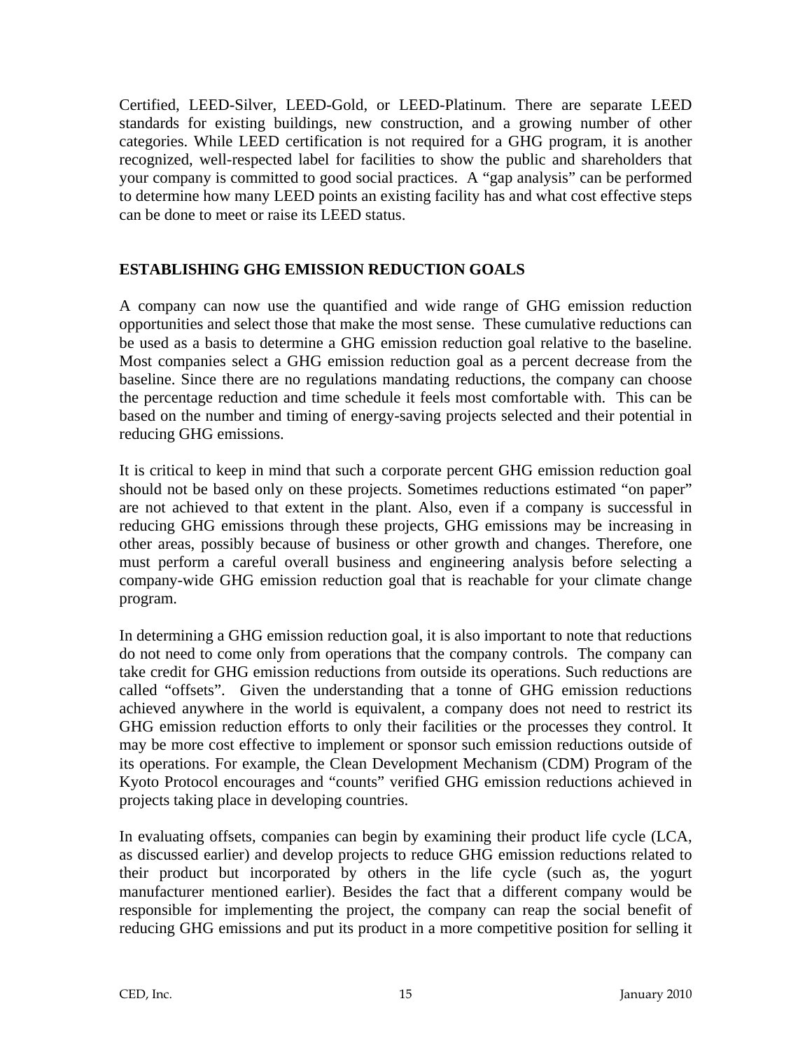Certified, LEED-Silver, LEED-Gold, or LEED-Platinum. There are separate LEED standards for existing buildings, new construction, and a growing number of other categories. While LEED certification is not required for a GHG program, it is another recognized, well-respected label for facilities to show the public and shareholders that your company is committed to good social practices. A "gap analysis" can be performed to determine how many LEED points an existing facility has and what cost effective steps can be done to meet or raise its LEED status.

## ESTABLISHING GHG EMISSION REDUCTION GOALS

A company can now use the quantified and wide range of GHG emission reduction opportunities and select those that make the most sense. These cumulative reductions can be used as a basis to determine a GHG emission reduction goal relative to the baseline. Most companies select a GHG emission reduction goal as a percent decrease from the baseline. Since there are no regulations mandating reductions, the company can choose the percentage reduction and time schedule it feels most comfortable with. This can be based on the number and timing of energy-saving projects selected and their potential in reducing GHG emissions.

It is critical to keep in mind that such a corporate percent GHG emission reduction goal should not be based only on these projects. Sometimes reductions estimated "on paper" are not achieved to that extent in the plant. Also, even if a company is successful in reducing GHG emissions through these projects, GHG emissions may be increasing in other areas, possibly because of business or other growth and changes. Therefore, one must perform a careful overall business and engineering analysis before selecting a company-wide GHG emission reduction goal that is reachable for your climate change program.

In determining a GHG emission reduction goal, it is also important to note that reductions do not need to come only from operations that the company controls. The company can take credit for GHG emission reductions from outside its operations. Such reductions are called "offsets". Given the understanding that a tonne of GHG emission reductions achieved anywhere in the world is equivalent, a company does not need to restrict its GHG emission reduction efforts to only their facilities or the processes they control. It may be more cost effective to implement or sponsor such emission reductions outside of its operations. For example, the Clean Development Mechanism (CDM) Program of the Kyoto Protocol encourages and "counts" verified GHG emission reductions achieved in projects taking place in developing countries.

In evaluating offsets, companies can begin by examining their product life cycle (LCA, as discussed earlier) and develop projects to reduce GHG emission reductions related to their product but incorporated by others in the life cycle (such as, the yogurt manufacturer mentioned earlier). Besides the fact that a different company would be responsible for implementing the project, the company can reap the social benefit of reducing GHG emissions and put its product in a more competitive position for selling it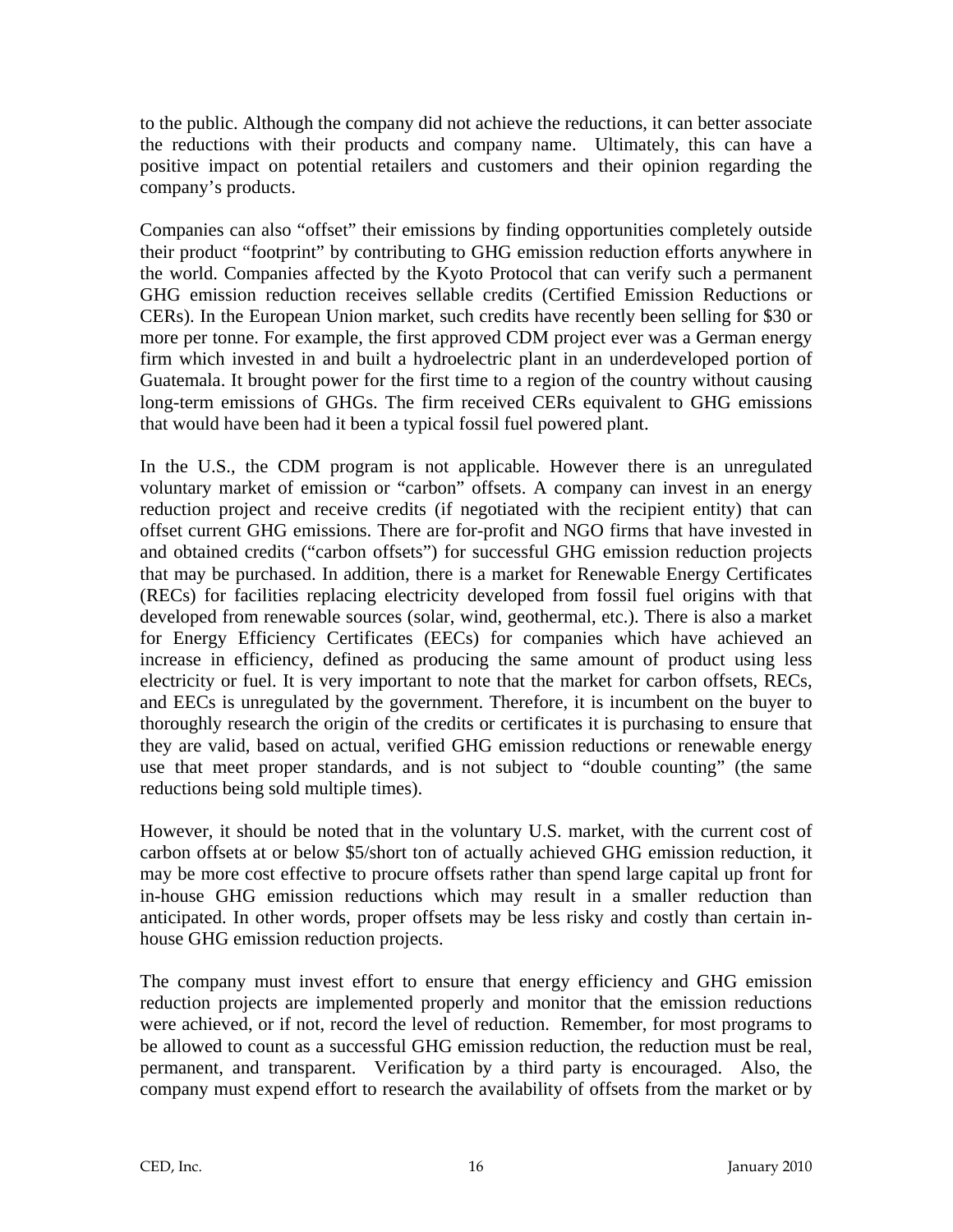to the public. Although the company did not achieve the reductions, it can better associate the reductions with their products and company name. Ultimately, this can have a positive impact on potential retailers and customers and their opinion regarding the company's products.

Companies can also "offset" their emissions by finding opportunities completely outside their product "footprint" by contributing to GHG emission reduction efforts anywhere in the world. Companies affected by the Kyoto Protocol that can verify such a permanent GHG emission reduction receives sellable credits (Certified Emission Reductions or CERs). In the European Union market, such credits have recently been selling for $30 or more per tonne. For example, the first approved CDM project ever was a German energy firm which invested in and built a hydroelectric plant in an underdeveloped portion of Guatemala. It brought power for the first time to a region of the country without causing long-term emissions of GHGs. The firm received CERs equivalent to GHG emissions that would have been had it been a typical fossil fuel powered plant.

In the U.S., the CDM program is not applicable. However there is an unregulated voluntary market of emission or "carbon" offsets. A company can invest in an energy reduction project and receive credits (if negotiated with the recipient entity) that can offset current GHG emissions. There are for-profit and NGO firms that have invested in and obtained credits ("carbon offsets") for successful GHG emission reduction projects that may be purchased. In addition, there is a market for Renewable Energy Certificates (RECs) for facilities replacing electricity developed from fossil fuel origins with that developed from renewable sources (solar, wind, geothermal, etc.). There is also a market for Energy Efficiency Certificates (EECs) for companies which have achieved an increase in efficiency, defined as producing the same amount of product using less electricity or fuel. It is very important to note that the market for carbon offsets, RECs, and EECs is unregulated by the government. Therefore, it is incumbent on the buyer to thoroughly research the origin of the credits or certificates it is purchasing to ensure that they are valid, based on actual, verified GHG emission reductions or renewable energy use that meet proper standards, and is not subject to "double counting" (the same reductions being sold multiple times).

However, it should be noted that in the voluntary U.S. market, with the current cost of carbon offsets at or below $5/short ton of actually achieved GHG emission reduction, it may be more cost effective to procure offsets rather than spend large capital up front for in-house GHG emission reductions which may result in a smaller reduction than anticipated. In other words, proper offsets may be less risky and costly than certain in-house GHG emission reduction projects.

The company must invest effort to ensure that energy efficiency and GHG emission reduction projects are implemented properly and monitor that the emission reductions were achieved, or if not, record the level of reduction. Remember, for most programs to be allowed to count as a successful GHG emission reduction, the reduction must be real, permanent, and transparent. Verification by a third party is encouraged. Also, the company must expend effort to research the availability of offsets from the market or by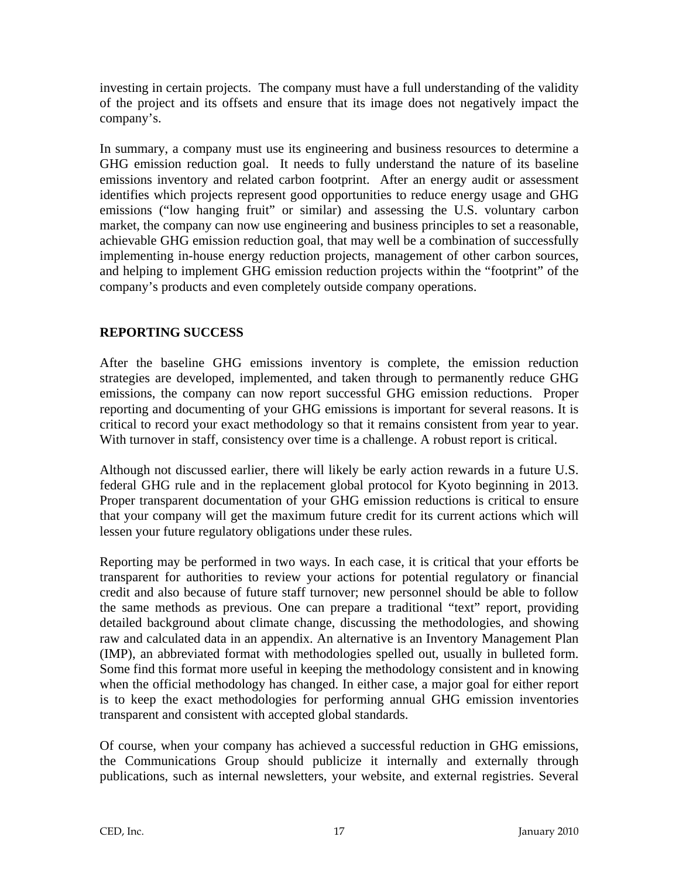investing in certain projects. The company must have a full understanding of the validity of the project and its offsets and ensure that its image does not negatively impact the company's.

In summary, a company must use its engineering and business resources to determine a GHG emission reduction goal. It needs to fully understand the nature of its baseline emissions inventory and related carbon footprint. After an energy audit or assessment identifies which projects represent good opportunities to reduce energy usage and GHG emissions ("low hanging fruit" or similar) and assessing the U.S. voluntary carbon market, the company can now use engineering and business principles to set a reasonable, achievable GHG emission reduction goal, that may well be a combination of successfully implementing in-house energy reduction projects, management of other carbon sources, and helping to implement GHG emission reduction projects within the "footprint" of the company's products and even completely outside company operations.

## REPORTING SUCCESS

After the baseline GHG emissions inventory is complete, the emission reduction strategies are developed, implemented, and taken through to permanently reduce GHG emissions, the company can now report successful GHG emission reductions. Proper reporting and documenting of your GHG emissions is important for several reasons. It is critical to record your exact methodology so that it remains consistent from year to year. With turnover in staff, consistency over time is a challenge. A robust report is critical.

Although not discussed earlier, there will likely be early action rewards in a future U.S. federal GHG rule and in the replacement global protocol for Kyoto beginning in 2013. Proper transparent documentation of your GHG emission reductions is critical to ensure that your company will get the maximum future credit for its current actions which will lessen your future regulatory obligations under these rules.

Reporting may be performed in two ways. In each case, it is critical that your efforts be transparent for authorities to review your actions for potential regulatory or financial credit and also because of future staff turnover; new personnel should be able to follow the same methods as previous. One can prepare a traditional "text" report, providing detailed background about climate change, discussing the methodologies, and showing raw and calculated data in an appendix. An alternative is an Inventory Management Plan (IMP), an abbreviated format with methodologies spelled out, usually in bulleted form. Some find this format more useful in keeping the methodology consistent and in knowing when the official methodology has changed. In either case, a major goal for either report is to keep the exact methodologies for performing annual GHG emission inventories transparent and consistent with accepted global standards.

Of course, when your company has achieved a successful reduction in GHG emissions, the Communications Group should publicize it internally and externally through publications, such as internal newsletters, your website, and external registries. Several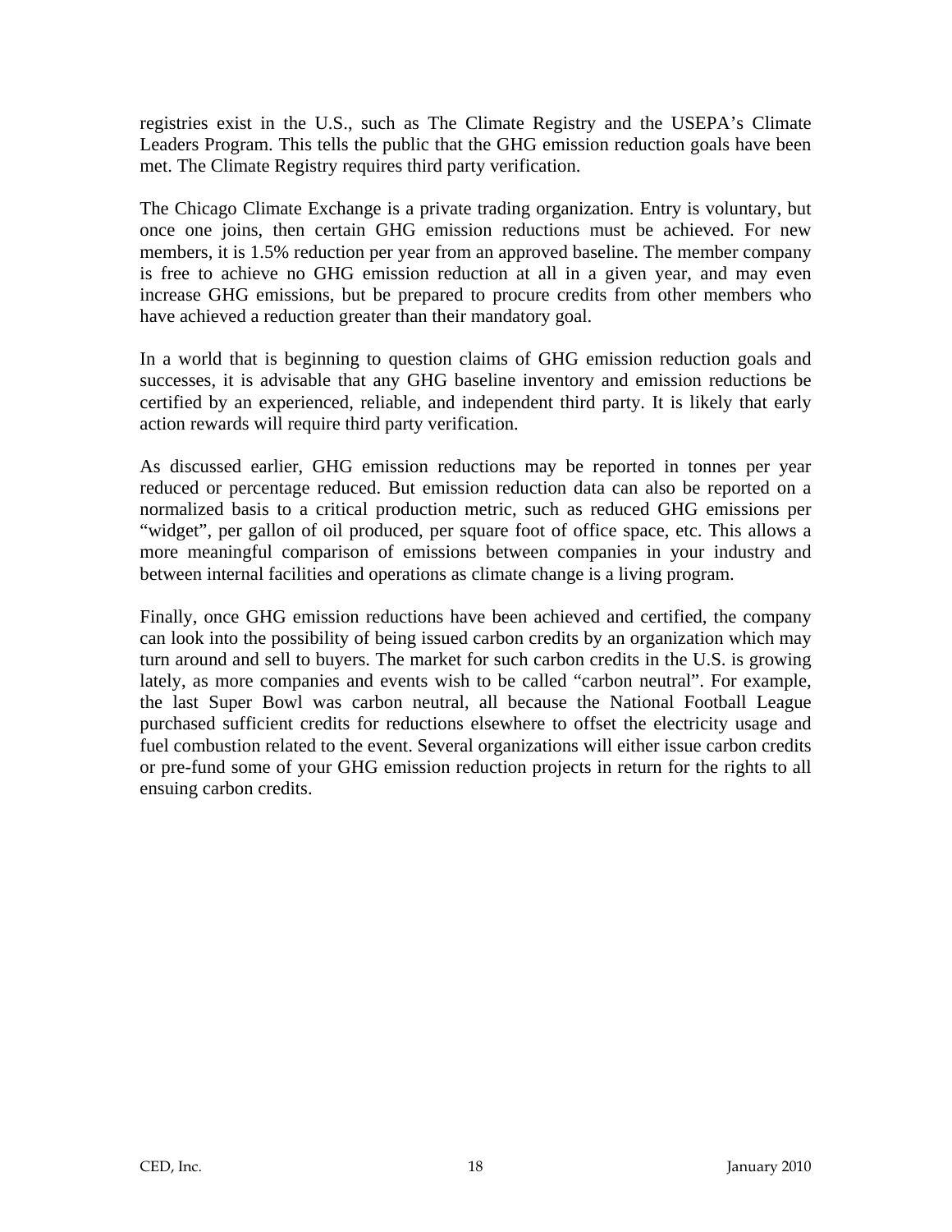registries exist in the U.S., such as The Climate Registry and the USEPA's Climate Leaders Program. This tells the public that the GHG emission reduction goals have been met. The Climate Registry requires third party verification.

The Chicago Climate Exchange is a private trading organization. Entry is voluntary, but once one joins, then certain GHG emission reductions must be achieved. For new members, it is 1.5% reduction per year from an approved baseline. The member company is free to achieve no GHG emission reduction at all in a given year, and may even increase GHG emissions, but be prepared to procure credits from other members who have achieved a reduction greater than their mandatory goal.

In a world that is beginning to question claims of GHG emission reduction goals and successes, it is advisable that any GHG baseline inventory and emission reductions be certified by an experienced, reliable, and independent third party. It is likely that early action rewards will require third party verification.

As discussed earlier, GHG emission reductions may be reported in tonnes per year reduced or percentage reduced. But emission reduction data can also be reported on a normalized basis to a critical production metric, such as reduced GHG emissions per "widget", per gallon of oil produced, per square foot of office space, etc. This allows a more meaningful comparison of emissions between companies in your industry and between internal facilities and operations as climate change is a living program.

Finally, once GHG emission reductions have been achieved and certified, the company can look into the possibility of being issued carbon credits by an organization which may turn around and sell to buyers. The market for such carbon credits in the U.S. is growing lately, as more companies and events wish to be called "carbon neutral". For example, the last Super Bowl was carbon neutral, all because the National Football League purchased sufficient credits for reductions elsewhere to offset the electricity usage and fuel combustion related to the event. Several organizations will either issue carbon credits or pre-fund some of your GHG emission reduction projects in return for the rights to all ensuing carbon credits.